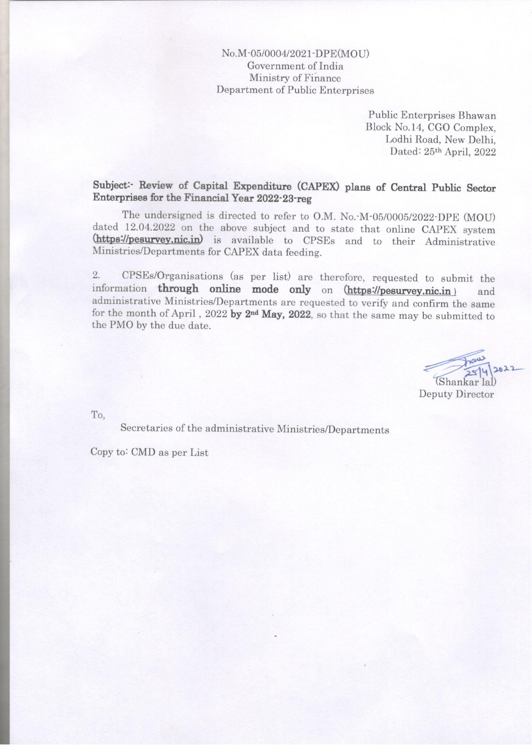No.M-05/0004/2021-DPE(MOU)
Government of India
Ministry of Finance
Department of Public Enterprises

Public Enterprises Bhawan
Block No.14, CGO Complex,
Lodhi Road, New Delhi,
Dated: 25th April, 2022

**Subject:- Review of Capital Expenditure (CAPEX) plans of Central Public Sector Enterprises for the Financial Year 2022-23-reg**

The undersigned is directed to refer to O.M. No.-M-05/0005/2022-DPE (MOU) dated 12.04.2022 on the above subject and to state that online CAPEX system (**https://pesurvey.nic.in**) is available to CPSEs and to their Administrative Ministries/Departments for CAPEX data feeding.

2. CPSEs/Organisations (as per list) are therefore, requested to submit the information **through online mode only** on (**https://pesurvey.nic.in**) and administrative Ministries/Departments are requested to verify and confirm the same for the month of April , 2022 **by 2nd May, 2022**, so that the same may be submitted to the PMO by the due date.

25/4/2022
(Shankar lal)
Deputy Director

To,

Secretaries of the administrative Ministries/Departments

Copy to: CMD as per List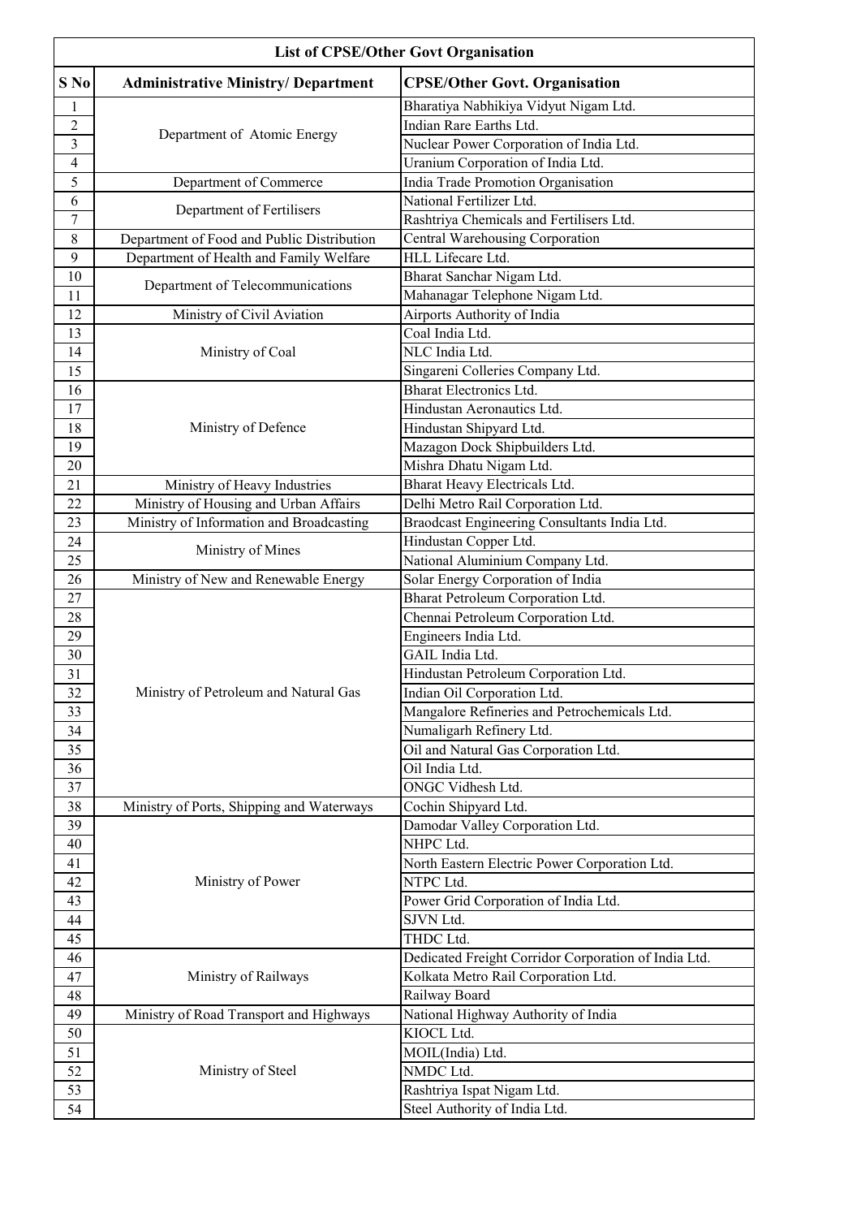| List of CPSE/Other Govt Organisation | | |
|---|---|---|
| **S No** | **Administrative Ministry/ Department** | **CPSE/Other Govt. Organisation** |
| 1 | Department of Atomic Energy | Bharatiya Nabhikiya Vidyut Nigam Ltd. |
| 2 | | Indian Rare Earths Ltd. |
| 3 | | Nuclear Power Corporation of India Ltd. |
| 4 | | Uranium Corporation of India Ltd. |
| 5 | Department of Commerce | India Trade Promotion Organisation |
| 6 | Department of Fertilisers | National Fertilizer Ltd. |
| 7 | | Rashtriya Chemicals and Fertilisers Ltd. |
| 8 | Department of Food and Public Distribution | Central Warehousing Corporation |
| 9 | Department of Health and Family Welfare | HLL Lifecare Ltd. |
| 10 | Department of Telecommunications | Bharat Sanchar Nigam Ltd. |
| 11 | | Mahanagar Telephone Nigam Ltd. |
| 12 | Ministry of Civil Aviation | Airports Authority of India |
| 13 | Ministry of Coal | Coal India Ltd. |
| 14 | | NLC India Ltd. |
| 15 | | Singareni Colleries Company Ltd. |
| 16 | Ministry of Defence | Bharat Electronics Ltd. |
| 17 | | Hindustan Aeronautics Ltd. |
| 18 | | Hindustan Shipyard Ltd. |
| 19 | | Mazagon Dock Shipbuilders Ltd. |
| 20 | | Mishra Dhatu Nigam Ltd. |
| 21 | Ministry of Heavy Industries | Bharat Heavy Electricals Ltd. |
| 22 | Ministry of Housing and Urban Affairs | Delhi Metro Rail Corporation Ltd. |
| 23 | Ministry of Information and Broadcasting | Braodcast Engineering Consultants India Ltd. |
| 24 | Ministry of Mines | Hindustan Copper Ltd. |
| 25 | | National Aluminium Company Ltd. |
| 26 | Ministry of New and Renewable Energy | Solar Energy Corporation of India |
| 27 | Ministry of Petroleum and Natural Gas | Bharat Petroleum Corporation Ltd. |
| 28 | | Chennai Petroleum Corporation Ltd. |
| 29 | | Engineers India Ltd. |
| 30 | | GAIL India Ltd. |
| 31 | | Hindustan Petroleum Corporation Ltd. |
| 32 | | Indian Oil Corporation Ltd. |
| 33 | | Mangalore Refineries and Petrochemicals Ltd. |
| 34 | | Numaligarh Refinery Ltd. |
| 35 | | Oil and Natural Gas Corporation Ltd. |
| 36 | | Oil India Ltd. |
| 37 | | ONGC Vidhesh Ltd. |
| 38 | Ministry of Ports, Shipping and Waterways | Cochin Shipyard Ltd. |
| 39 | Ministry of Power | Damodar Valley Corporation Ltd. |
| 40 | | NHPC Ltd. |
| 41 | | North Eastern Electric Power Corporation Ltd. |
| 42 | | NTPC Ltd. |
| 43 | | Power Grid Corporation of India Ltd. |
| 44 | | SJVN Ltd. |
| 45 | | THDC Ltd. |
| 46 | Ministry of Railways | Dedicated Freight Corridor Corporation of India Ltd. |
| 47 | | Kolkata Metro Rail Corporation Ltd. |
| 48 | | Railway Board |
| 49 | Ministry of Road Transport and Highways | National Highway Authority of India |
| 50 | Ministry of Steel | KIOCL Ltd. |
| 51 | | MOIL(India) Ltd. |
| 52 | | NMDC Ltd. |
| 53 | | Rashtriya Ispat Nigam Ltd. |
| 54 | | Steel Authority of India Ltd. |